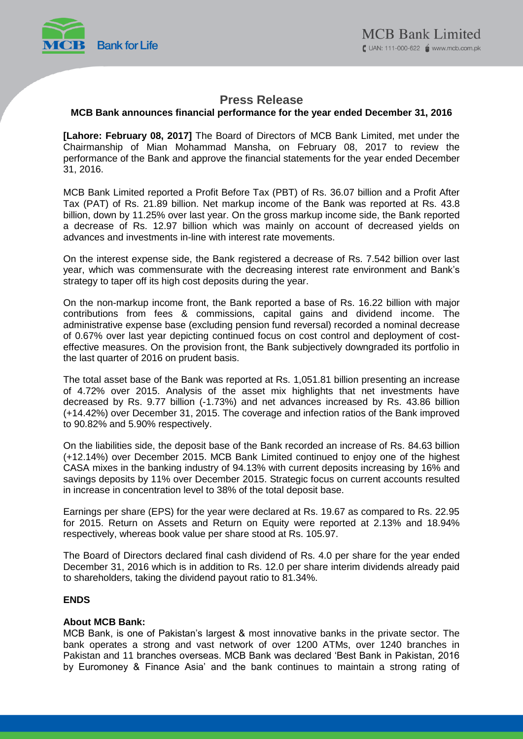# Press Release

## MCB Bank announces financial performance for the year ended December 31, 2016

**[Lahore: February 08, 2017]** The Board of Directors of MCB Bank Limited, met under the Chairmanship of Mian Mohammad Mansha, on February 08, 2017 to review the performance of the Bank and approve the financial statements for the year ended December 31, 2016.

MCB Bank Limited reported a Profit Before Tax (PBT) of Rs. 36.07 billion and a Profit After Tax (PAT) of Rs. 21.89 billion. Net markup income of the Bank was reported at Rs. 43.8 billion, down by 11.25% over last year. On the gross markup income side, the Bank reported a decrease of Rs. 12.97 billion which was mainly on account of decreased yields on advances and investments in-line with interest rate movements.

On the interest expense side, the Bank registered a decrease of Rs. 7.542 billion over last year, which was commensurate with the decreasing interest rate environment and Bank's strategy to taper off its high cost deposits during the year.

On the non-markup income front, the Bank reported a base of Rs. 16.22 billion with major contributions from fees & commissions, capital gains and dividend income. The administrative expense base (excluding pension fund reversal) recorded a nominal decrease of 0.67% over last year depicting continued focus on cost control and deployment of cost-effective measures. On the provision front, the Bank subjectively downgraded its portfolio in the last quarter of 2016 on prudent basis.

The total asset base of the Bank was reported at Rs. 1,051.81 billion presenting an increase of 4.72% over 2015. Analysis of the asset mix highlights that net investments have decreased by Rs. 9.77 billion (-1.73%) and net advances increased by Rs. 43.86 billion (+14.42%) over December 31, 2015. The coverage and infection ratios of the Bank improved to 90.82% and 5.90% respectively.

On the liabilities side, the deposit base of the Bank recorded an increase of Rs. 84.63 billion (+12.14%) over December 2015. MCB Bank Limited continued to enjoy one of the highest CASA mixes in the banking industry of 94.13% with current deposits increasing by 16% and savings deposits by 11% over December 2015. Strategic focus on current accounts resulted in increase in concentration level to 38% of the total deposit base.

Earnings per share (EPS) for the year were declared at Rs. 19.67 as compared to Rs. 22.95 for 2015. Return on Assets and Return on Equity were reported at 2.13% and 18.94% respectively, whereas book value per share stood at Rs. 105.97.

The Board of Directors declared final cash dividend of Rs. 4.0 per share for the year ended December 31, 2016 which is in addition to Rs. 12.0 per share interim dividends already paid to shareholders, taking the dividend payout ratio to 81.34%.

**ENDS**

**About MCB Bank:**

MCB Bank, is one of Pakistan's largest & most innovative banks in the private sector. The bank operates a strong and vast network of over 1200 ATMs, over 1240 branches in Pakistan and 11 branches overseas. MCB Bank was declared 'Best Bank in Pakistan, 2016 by Euromoney & Finance Asia' and the bank continues to maintain a strong rating of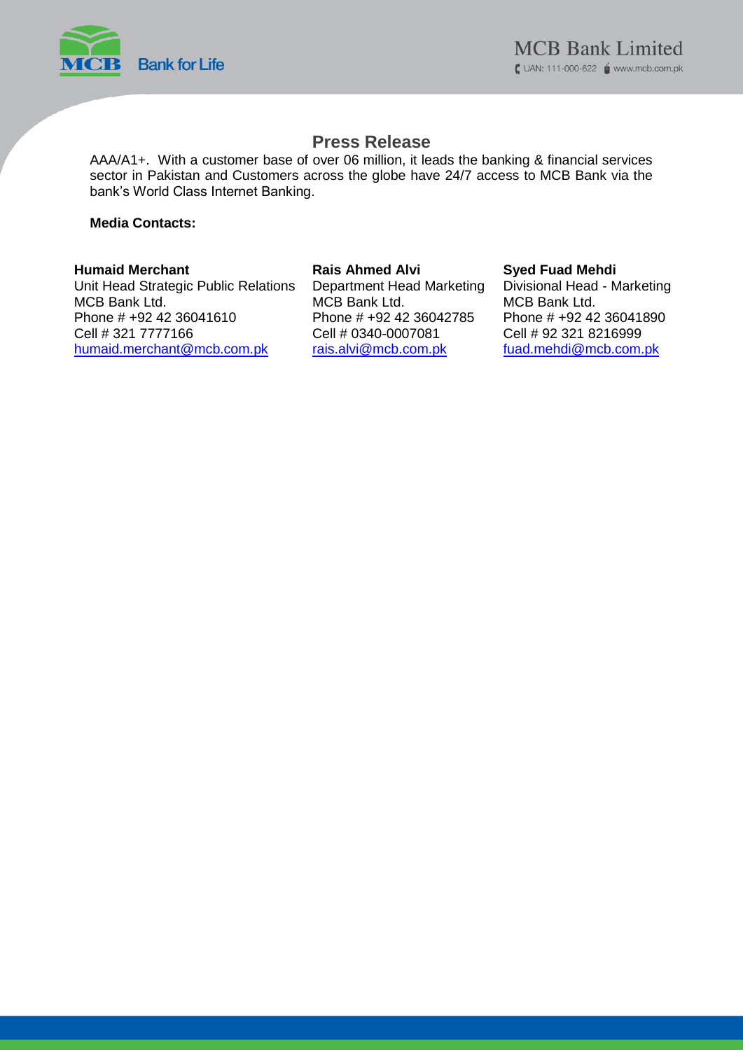## Press Release

AAA/A1+. With a customer base of over 06 million, it leads the banking & financial services sector in Pakistan and Customers across the globe have 24/7 access to MCB Bank via the bank's World Class Internet Banking.

**Media Contacts:**

**Humaid Merchant**
Unit Head Strategic Public Relations
MCB Bank Ltd.
Phone # +92 42 36041610
Cell # 321 7777166
humaid.merchant@mcb.com.pk

**Rais Ahmed Alvi**
Department Head Marketing
MCB Bank Ltd.
Phone # +92 42 36042785
Cell # 0340-0007081
rais.alvi@mcb.com.pk

**Syed Fuad Mehdi**
Divisional Head - Marketing
MCB Bank Ltd.
Phone # +92 42 36041890
Cell # 92 321 8216999
fuad.mehdi@mcb.com.pk